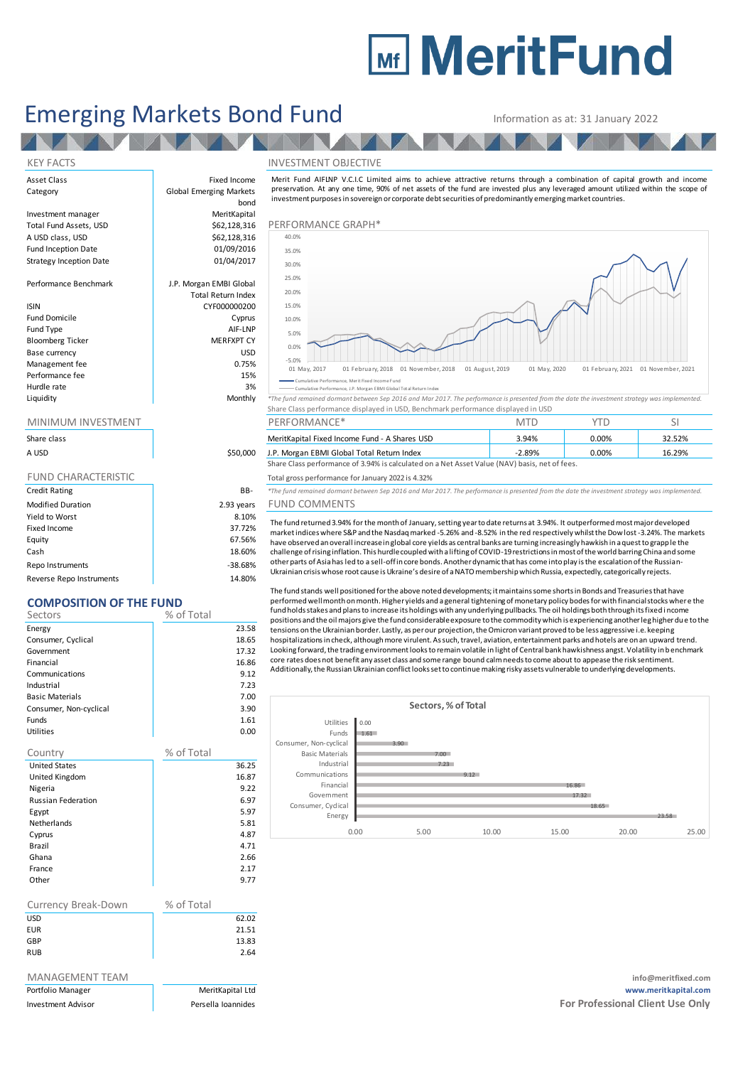# MeritFund

# Emerging Markets Bond Fund

Information as at: 31 January 2022

## KEY FACTS

| | |
|---|---|
| Asset Class | Fixed Income |
| Category | Global Emerging Markets bond |
| Investment manager | MeritKapital |
| Total Fund Assets, USD | $62,128,316 |
| A USD class, USD | $62,128,316 |
| Fund Inception Date | 01/09/2016 |
| Strategy Inception Date | 01/04/2017 |
| Performance Benchmark | J.P. Morgan EMBI Global Total Return Index |
| ISIN | CYF000000200 |
| Fund Domicile | Cyprus |
| Fund Type | AIF-LNP |
| Bloomberg Ticker | MERFXPT CY |
| Base currency | USD |
| Management fee | 0.75% |
| Performance fee | 15% |
| Hurdle rate | 3% |
| Liquidity | Monthly |

## MINIMUM INVESTMENT

| Share class | |
|---|---|
| A USD | $50,000 |

## FUND CHARACTERISTIC

| | |
|---|---|
| Credit Rating | BB- |
| Modified Duration | 2.93 years |
| Yield to Worst | 8.10% |
| Fixed Income | 37.72% |
| Equity | 67.56% |
| Cash | 18.60% |
| Repo Instruments | -38.68% |
| Reverse Repo Instruments | 14.80% |

## COMPOSITION OF THE FUND

| Sectors | % of Total |
|---|---|
| Energy | 23.58 |
| Consumer, Cyclical | 18.65 |
| Government | 17.32 |
| Financial | 16.86 |
| Communications | 9.12 |
| Industrial | 7.23 |
| Basic Materials | 7.00 |
| Consumer, Non-cyclical | 3.90 |
| Funds | 1.61 |
| Utilities | 0.00 |

| Country | % of Total |
|---|---|
| United States | 36.25 |
| United Kingdom | 16.87 |
| Nigeria | 9.22 |
| Russian Federation | 6.97 |
| Egypt | 5.97 |
| Netherlands | 5.81 |
| Cyprus | 4.87 |
| Brazil | 4.71 |
| Ghana | 2.66 |
| France | 2.17 |
| Other | 9.77 |

| Currency Break-Down | % of Total |
|---|---|
| USD | 62.02 |
| EUR | 21.51 |
| GBP | 13.83 |
| RUB | 2.64 |

## MANAGEMENT TEAM

| | |
|---|---|
| Portfolio Manager | MeritKapital Ltd |
| Investment Advisor | Persella Ioannides |

## INVESTMENT OBJECTIVE

Merit Fund AIFLNP V.C.I.C Limited aims to achieve attractive returns through a combination of capital growth and income preservation. At any one time, 90% of net assets of the fund are invested plus any leveraged amount utilized within the scope of investment purposes in sovereign or corporate debt securities of predominantly emerging market countries.

## PERFORMANCE GRAPH*

Cumulative Performance, Merit Fixed Income Fund
Cumulative Performance, J.P. Morgan EMBI Global Total Return Index

*The fund remained dormant between Sep 2016 and Mar 2017. The performance is presented from the date the investment strategy was implemented.

Share Class performance displayed in USD, Benchmark performance displayed in USD

| PERFORMANCE* | MTD | YTD | SI |
|---|---|---|---|
| MeritKapital Fixed Income Fund - A Shares USD | 3.94% | 0.00% | 32.52% |
| J.P. Morgan EMBI Global Total Return Index | -2.89% | 0.00% | 16.29% |

Share Class performance of 3.94% is calculated on a Net Asset Value (NAV) basis, net of fees.

Total gross performance for January 2022 is 4.32%

*The fund remained dormant between Sep 2016 and Mar 2017. The performance is presented from the date the investment strategy was implemented.

## FUND COMMENTS

The fund returned 3.94% for the month of January, setting year to date returns at 3.94%. It outperformed most major developed market indices where S&P and the Nasdaq marked -5.26% and -8.52% in the red respectively whilst the Dow lost -3.24%. The markets have observed an overall increase in global core yields as central banks are turning increasingly hawkish in a quest to grapple the challenge of rising inflation. This hurdle coupled with a lifting of COVID-19 restrictions in most of the world barring China and some other parts of Asia has led to a sell-off in core bonds. Another dynamic that has come into play is the escalation of the Russian-Ukrainian crisis whose root cause is Ukraine's desire of a NATO membership which Russia, expectedly, categorically rejects.

The fund stands well positioned for the above noted developments; it maintains some shorts in Bonds and Treasuries that have performed well month on month. Higher yields and a general tightening of monetary policy bodes for with financial stocks where the fund holds stakes and plans to increase its holdings with any underlying pullbacks. The oil holdings both through its fixed income positions and the oil majors give the fund considerable exposure to the commodity which is experiencing another leg higher due to the tensions on the Ukrainian border. Lastly, as per our projection, the Omicron variant proved to be less aggressive i.e. keeping hospitalizations in check, although more virulent. As such, travel, aviation, entertainment parks and hotels are on an upward trend. Looking forward, the trading environment looks to remain volatile in light of Central bank hawkishness angst. Volatility in benchmark core rates does not benefit any asset class and some range bound calm needs to come about to appease the risk sentiment. Additionally, the Russian Ukrainian conflict looks set to continue making risky assets vulnerable to underlying developments.

**Sectors, % of Total**

| Sector | % of Total |
|---|---|
| Utilities | 0.00 |
| Funds | 1.61 |
| Consumer, Non-cyclical | 3.90 |
| Basic Materials | 7.00 |
| Industrial | 7.23 |
| Communications | 9.12 |
| Financial | 16.86 |
| Government | 17.32 |
| Consumer, Cyclical | 18.65 |
| Energy | 23.58 |

info@meritfixed.com
www.meritkapital.com
**For Professional Client Use Only**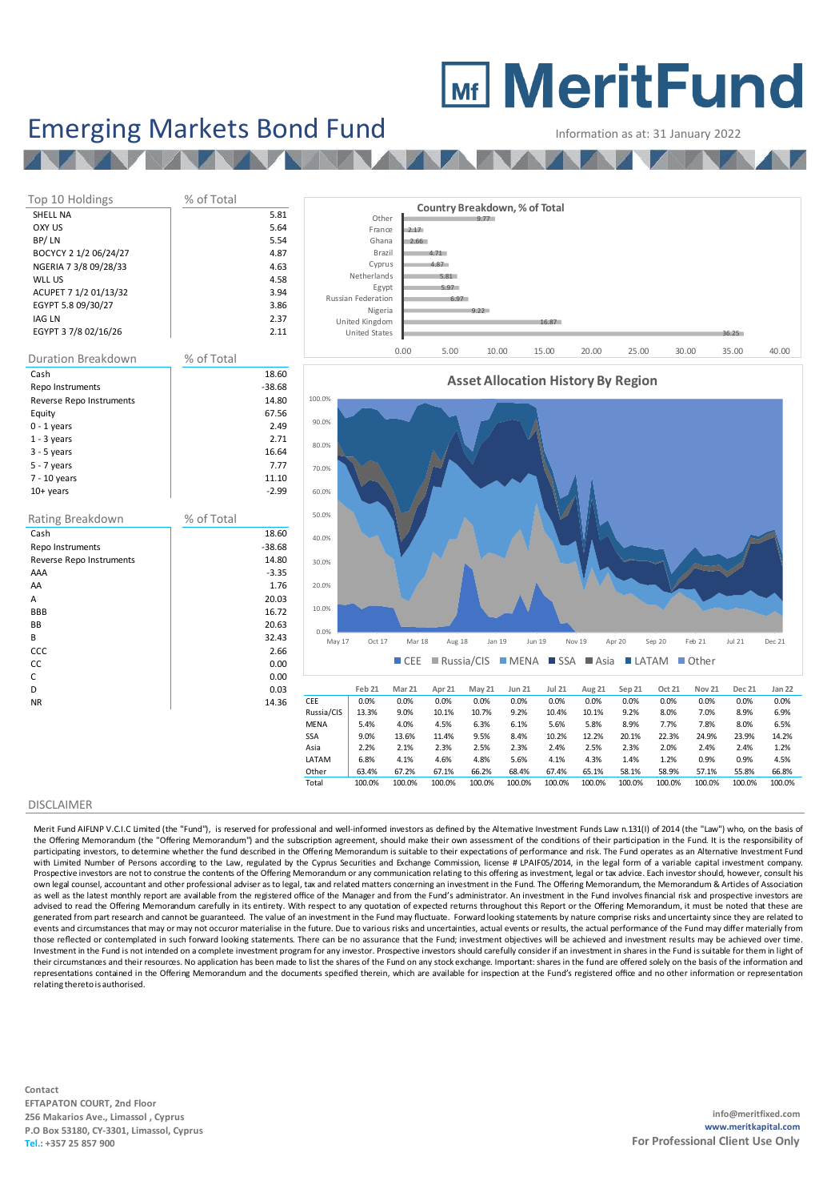# Emerging Markets Bond Fund

Information as at: 31 January 2022

| Top 10 Holdings | % of Total |
| --- | --- |
| SHELL NA | 5.81 |
| OXY US | 5.64 |
| BP/ LN | 5.54 |
| BOCYCY 2 1/2 06/24/27 | 4.87 |
| NGERIA 7 3/8 09/28/33 | 4.63 |
| WLL US | 4.58 |
| ACUPET 7 1/2 01/13/32 | 3.94 |
| EGYPT 5.8 09/30/27 | 3.86 |
| IAG LN | 2.37 |
| EGYPT 3 7/8 02/16/26 | 2.11 |

Country Breakdown, % of Total

Other 9.77
France 2.17
Ghana 2.66
Brazil 4.71
Cyprus 4.87
Netherlands 5.81
Egypt 5.97
Russian Federation 6.97
Nigeria 9.22
United Kingdom 16.87
United States 36.25

0.00 5.00 10.00 15.00 20.00 25.00 30.00 35.00 40.00

| Duration Breakdown | % of Total |
| --- | --- |
| Cash | 18.60 |
| Repo Instruments | -38.68 |
| Reverse Repo Instruments | 14.80 |
| Equity | 67.56 |
| 0 - 1 years | 2.49 |
| 1 - 3 years | 2.71 |
| 3 - 5 years | 16.64 |
| 5 - 7 years | 7.77 |
| 7 - 10 years | 11.10 |
| 10+ years | -2.99 |

Asset Allocation History By Region

100.0% 90.0% 80.0% 70.0% 60.0% 50.0% 40.0% 30.0% 20.0% 10.0% 0.0%

May 17 Oct 17 Mar 18 Aug 18 Jan 19 Jun 19 Nov 19 Apr 20 Sep 20 Feb 21 Jul 21 Dec 21

CEE Russia/CIS MENA SSA Asia LATAM Other

| Rating Breakdown | % of Total |
| --- | --- |
| Cash | 18.60 |
| Repo Instruments | -38.68 |
| Reverse Repo Instruments | 14.80 |
| AAA | -3.35 |
| AA | 1.76 |
| A | 20.03 |
| BBB | 16.72 |
| BB | 20.63 |
| B | 32.43 |
| CCC | 2.66 |
| CC | 0.00 |
| C | 0.00 |
| D | 0.03 |
| NR | 14.36 |

| | Feb 21 | Mar 21 | Apr 21 | May 21 | Jun 21 | Jul 21 | Aug 21 | Sep 21 | Oct 21 | Nov 21 | Dec 21 | Jan 22 |
| --- | --- | --- | --- | --- | --- | --- | --- | --- | --- | --- | --- | --- |
| CEE | 0.0% | 0.0% | 0.0% | 0.0% | 0.0% | 0.0% | 0.0% | 0.0% | 0.0% | 0.0% | 0.0% | 0.0% |
| Russia/CIS | 13.3% | 9.0% | 10.1% | 10.7% | 9.2% | 10.4% | 10.1% | 9.2% | 8.0% | 7.0% | 8.9% | 6.9% |
| MENA | 5.4% | 4.0% | 4.5% | 6.3% | 6.1% | 5.6% | 5.8% | 8.9% | 7.7% | 7.8% | 8.0% | 6.5% |
| SSA | 9.0% | 13.6% | 11.4% | 9.5% | 8.4% | 10.2% | 12.2% | 20.1% | 22.3% | 24.9% | 23.9% | 14.2% |
| Asia | 2.2% | 2.1% | 2.3% | 2.5% | 2.3% | 2.4% | 2.5% | 2.3% | 2.0% | 2.4% | 2.4% | 1.2% |
| LATAM | 6.8% | 4.1% | 4.6% | 4.8% | 5.6% | 4.1% | 4.3% | 1.4% | 1.2% | 0.9% | 0.9% | 4.5% |
| Other | 63.4% | 67.2% | 67.1% | 66.2% | 68.4% | 67.4% | 65.1% | 58.1% | 58.9% | 57.1% | 55.8% | 66.8% |
| Total | 100.0% | 100.0% | 100.0% | 100.0% | 100.0% | 100.0% | 100.0% | 100.0% | 100.0% | 100.0% | 100.0% | 100.0% |

## DISCLAIMER

Merit Fund AIFLNP V.C.I.C Limited (the "Fund"), is reserved for professional and well-informed investors as defined by the Alternative Investment Funds Law n.131(I) of 2014 (the "Law") who, on the basis of the Offering Memorandum (the "Offering Memorandum") and the subscription agreement, should make their own assessment of the conditions of their participation in the Fund. It is the responsibility of participating investors, to determine whether the fund described in the Offering Memorandum is suitable to their expectations of performance and risk. The Fund operates as an Alternative Investment Fund with Limited Number of Persons according to the Law, regulated by the Cyprus Securities and Exchange Commission, license # LPAIF05/2014, in the legal form of a variable capital investment company. Prospective investors are not to construe the contents of the Offering Memorandum or any communication relating to this offering as investment, legal or tax advice. Each investor should, however, consult his own legal counsel, accountant and other professional adviser as to legal, tax and related matters concerning an investment in the Fund. The Offering Memorandum, the Memorandum & Articles of Association as well as the latest monthly report are available from the registered office of the Manager and from the Fund's administrator. An investment in the Fund involves financial risk and prospective investors are advised to read the Offering Memorandum carefully in its entirety. With respect to any quotation of expected returns throughout this Report or the Offering Memorandum, it must be noted that these are generated from part research and cannot be guaranteed. The value of an investment in the Fund may fluctuate. Forward looking statements by nature comprise risks and uncertainty since they are related to events and circumstances that may or may not occuror materialise in the future. Due to various risks and uncertainties, actual events or results, the actual performance of the Fund may differ materially from those reflected or contemplated in such forward looking statements. There can be no assurance that the Fund; investment objectives will be achieved and investment results may be achieved over time. Investment in the Fund is not intended on a complete investment program for any investor. Prospective investors should carefully consider if an investment in shares in the Fund is suitable for them in light of their circumstances and their resources. No application has been made to list the shares of the Fund on any stock exchange. Important: shares in the fund are offered solely on the basis of the information and representations contained in the Offering Memorandum and the documents specified therein, which are available for inspection at the Fund's registered office and no other information or representation relating thereto is authorised.

**Contact**
**EFTAPATON COURT, 2nd Floor**
**256 Makarios Ave., Limassol , Cyprus**
**P.O Box 53180, CY-3301, Limassol, Cyprus**
**Tel.: +357 25 857 900**

**info@meritfixed.com**
**www.meritkapital.com**
**For Professional Client Use Only**